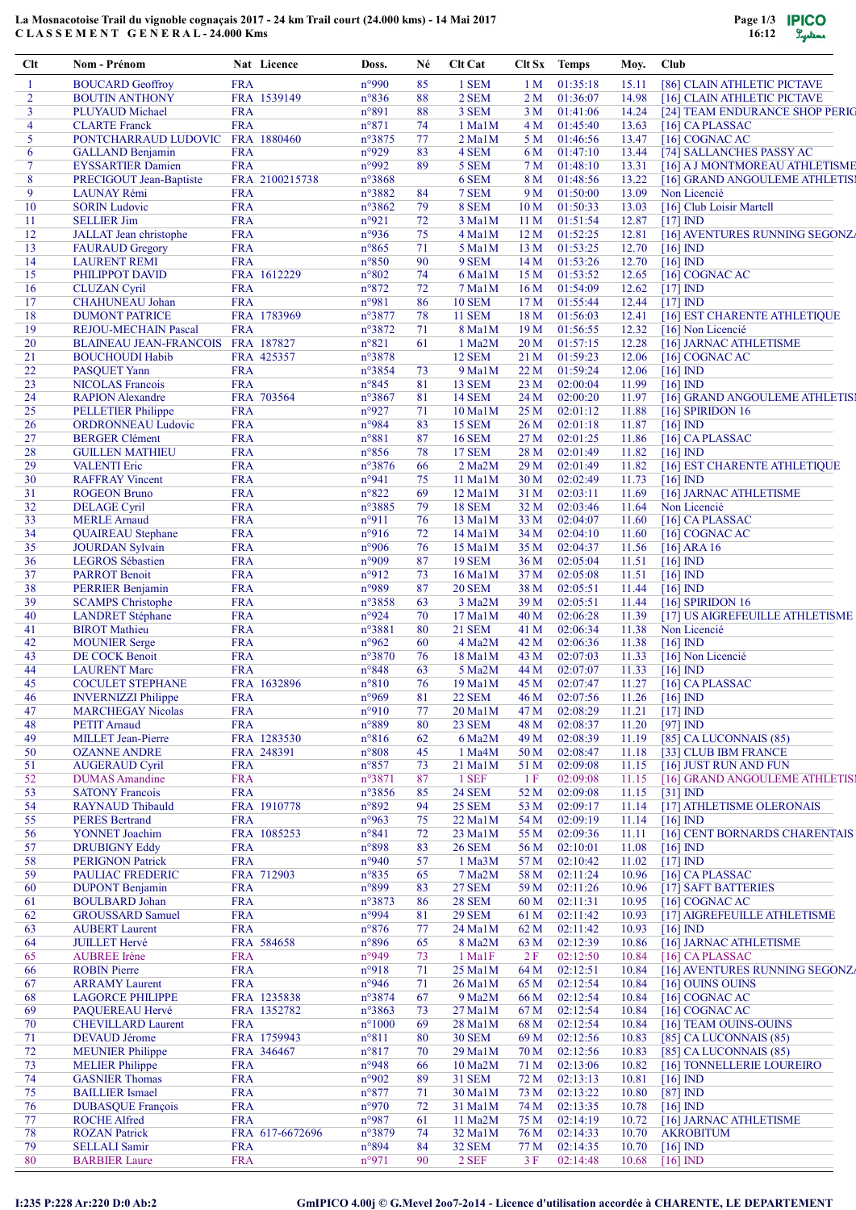# La Mosnacotoise Trail du vignoble cognaçais 2017 - 24 km Trail court (24.000 kms) - 14 Mai 2017

## C L A S S E M E N T G E N E R A L - 24.000 Kms

| Clt | Nom - Prénom | Nat | Licence | Doss. | Né | Clt Cat | Clt Sx | Temps | Moy. | Club |
|---|---|---|---|---|---|---|---|---|---|---|
| 1 | BOUCARD Geoffroy | FRA | | n°990 | 85 | 1 SEM | 1 M | 01:35:18 | 15.11 | [86] CLAIN ATHLETIC PICTAVE |
| 2 | BOUTIN ANTHONY | FRA | 1539149 | n°836 | 88 | 2 SEM | 2 M | 01:36:07 | 14.98 | [16] CLAIN ATHLETIC PICTAVE |
| 3 | PLUYAUD Michael | FRA | | n°891 | 88 | 3 SEM | 3 M | 01:41:06 | 14.24 | [24] TEAM ENDURANCE SHOP PERIG |
| 4 | CLARTE Franck | FRA | | n°871 | 74 | 1 Ma1M | 4 M | 01:45:40 | 13.63 | [16] CA PLASSAC |
| 5 | PONTCHARRAUD LUDOVIC | FRA | 1880460 | n°3875 | 77 | 2 Ma1M | 5 M | 01:46:56 | 13.47 | [16] COGNAC AC |
| 6 | GALLAND Benjamin | FRA | | n°929 | 83 | 4 SEM | 6 M | 01:47:10 | 13.44 | [74] SALLANCHES PASSY AC |
| 7 | EYSSARTIER Damien | FRA | | n°992 | 89 | 5 SEM | 7 M | 01:48:10 | 13.31 | [16] A J MONTMOREAU ATHLETISME |
| 8 | PRECIGOUT Jean-Baptiste | FRA | 2100215738 | n°3868 | | 6 SEM | 8 M | 01:48:56 | 13.22 | [16] GRAND ANGOULEME ATHLETISI |
| 9 | LAUNAY Rémi | FRA | | n°3882 | 84 | 7 SEM | 9 M | 01:50:00 | 13.09 | Non Licencié |
| 10 | SORIN Ludovic | FRA | | n°3862 | 79 | 8 SEM | 10 M | 01:50:33 | 13.03 | [16] Club Loisir Martell |
| 11 | SELLIER Jim | FRA | | n°921 | 72 | 3 Ma1M | 11 M | 01:51:54 | 12.87 | [17] IND |
| 12 | JALLAT Jean christophe | FRA | | n°936 | 75 | 4 Ma1M | 12 M | 01:52:25 | 12.81 | [16] AVENTURES RUNNING SEGONZA |
| 13 | FAURAUD Gregory | FRA | | n°865 | 71 | 5 Ma1M | 13 M | 01:53:25 | 12.70 | [16] IND |
| 14 | LAURENT REMI | FRA | | n°850 | 90 | 9 SEM | 14 M | 01:53:26 | 12.70 | [16] IND |
| 15 | PHILIPPOT DAVID | FRA | 1612229 | n°802 | 74 | 6 Ma1M | 15 M | 01:53:52 | 12.65 | [16] COGNAC AC |
| 16 | CLUZAN Cyril | FRA | | n°872 | 72 | 7 Ma1M | 16 M | 01:54:09 | 12.62 | [17] IND |
| 17 | CHAHUNEAU Johan | FRA | | n°981 | 86 | 10 SEM | 17 M | 01:55:44 | 12.44 | [17] IND |
| 18 | DUMONT PATRICE | FRA | 1783969 | n°3877 | 78 | 11 SEM | 18 M | 01:56:03 | 12.41 | [16] EST CHARENTE ATHLETIQUE |
| 19 | REJOU-MECHAIN Pascal | FRA | | n°3872 | 71 | 8 Ma1M | 19 M | 01:56:55 | 12.32 | [16] Non Licencié |
| 20 | BLAINEAU JEAN-FRANCOIS | FRA | 187827 | n°821 | 61 | 1 Ma2M | 20 M | 01:57:15 | 12.28 | [16] JARNAC ATHLETISME |
| 21 | BOUCHOUDI Habib | FRA | 425357 | n°3878 | | 12 SEM | 21 M | 01:59:23 | 12.06 | [16] COGNAC AC |
| 22 | PASQUET Yann | FRA | | n°3854 | 73 | 9 Ma1M | 22 M | 01:59:24 | 12.06 | [16] IND |
| 23 | NICOLAS Francois | FRA | | n°845 | 81 | 13 SEM | 23 M | 02:00:04 | 11.99 | [16] IND |
| 24 | RAPION Alexandre | FRA | 703564 | n°3867 | 81 | 14 SEM | 24 M | 02:00:20 | 11.97 | [16] GRAND ANGOULEME ATHLETISI |
| 25 | PELLETIER Philippe | FRA | | n°927 | 71 | 10 Ma1M | 25 M | 02:01:12 | 11.88 | [16] SPIRIDON 16 |
| 26 | ORDRONNEAU Ludovic | FRA | | n°984 | 83 | 15 SEM | 26 M | 02:01:18 | 11.87 | [16] IND |
| 27 | BERGER Clément | FRA | | n°881 | 87 | 16 SEM | 27 M | 02:01:25 | 11.86 | [16] CA PLASSAC |
| 28 | GUILLEN MATHIEU | FRA | | n°856 | 78 | 17 SEM | 28 M | 02:01:49 | 11.82 | [16] IND |
| 29 | VALENTI Eric | FRA | | n°3876 | 66 | 2 Ma2M | 29 M | 02:01:49 | 11.82 | [16] EST CHARENTE ATHLETIQUE |
| 30 | RAFFRAY Vincent | FRA | | n°941 | 75 | 11 Ma1M | 30 M | 02:02:49 | 11.73 | [16] IND |
| 31 | ROGEON Bruno | FRA | | n°822 | 69 | 12 Ma1M | 31 M | 02:03:11 | 11.69 | [16] JARNAC ATHLETISME |
| 32 | DELAGE Cyril | FRA | | n°3885 | 79 | 18 SEM | 32 M | 02:03:46 | 11.64 | Non Licencié |
| 33 | MERLE Arnaud | FRA | | n°911 | 76 | 13 Ma1M | 33 M | 02:04:07 | 11.60 | [16] CA PLASSAC |
| 34 | QUAIREAU Stephane | FRA | | n°916 | 72 | 14 Ma1M | 34 M | 02:04:10 | 11.60 | [16] COGNAC AC |
| 35 | JOURDAN Sylvain | FRA | | n°906 | 76 | 15 Ma1M | 35 M | 02:04:37 | 11.56 | [16] ARA 16 |
| 36 | LEGROS Sébastien | FRA | | n°909 | 87 | 19 SEM | 36 M | 02:05:04 | 11.51 | [16] IND |
| 37 | PARROT Benoit | FRA | | n°912 | 73 | 16 Ma1M | 37 M | 02:05:08 | 11.51 | [16] IND |
| 38 | PERRIER Benjamin | FRA | | n°989 | 87 | 20 SEM | 38 M | 02:05:51 | 11.44 | [16] IND |
| 39 | SCAMPS Christophe | FRA | | n°3858 | 63 | 3 Ma2M | 39 M | 02:05:51 | 11.44 | [16] SPIRIDON 16 |
| 40 | LANDRET Stéphane | FRA | | n°924 | 70 | 17 Ma1M | 40 M | 02:06:28 | 11.39 | [17] US AIGREFEUILLE ATHLETISME |
| 41 | BIROT Mathieu | FRA | | n°3881 | 80 | 21 SEM | 41 M | 02:06:34 | 11.38 | Non Licencié |
| 42 | MOUNIER Serge | FRA | | n°962 | 60 | 4 Ma2M | 42 M | 02:06:36 | 11.38 | [16] IND |
| 43 | DE COCK Benoit | FRA | | n°3870 | 76 | 18 Ma1M | 43 M | 02:07:03 | 11.33 | [16] Non Licencié |
| 44 | LAURENT Marc | FRA | | n°848 | 63 | 5 Ma2M | 44 M | 02:07:07 | 11.33 | [16] IND |
| 45 | COCULET STEPHANE | FRA | 1632896 | n°810 | 76 | 19 Ma1M | 45 M | 02:07:47 | 11.27 | [16] CA PLASSAC |
| 46 | INVERNIZZI Philippe | FRA | | n°969 | 81 | 22 SEM | 46 M | 02:07:56 | 11.26 | [16] IND |
| 47 | MARCHEGAY Nicolas | FRA | | n°910 | 77 | 20 Ma1M | 47 M | 02:08:29 | 11.21 | [17] IND |
| 48 | PETIT Arnaud | FRA | | n°889 | 80 | 23 SEM | 48 M | 02:08:37 | 11.20 | [97] IND |
| 49 | MILLET Jean-Pierre | FRA | 1283530 | n°816 | 62 | 6 Ma2M | 49 M | 02:08:39 | 11.19 | [85] CA LUCONNAIS (85) |
| 50 | OZANNE ANDRE | FRA | 248391 | n°808 | 45 | 1 Ma4M | 50 M | 02:08:47 | 11.18 | [33] CLUB IBM FRANCE |
| 51 | AUGERAUD Cyril | FRA | | n°857 | 73 | 21 Ma1M | 51 M | 02:09:08 | 11.15 | [16] JUST RUN AND FUN |
| 52 | DUMAS Amandine | FRA | | n°3871 | 87 | 1 SEF | 1 F | 02:09:08 | 11.15 | [16] GRAND ANGOULEME ATHLETISI |
| 53 | SATONY Francois | FRA | | n°3856 | 85 | 24 SEM | 52 M | 02:09:08 | 11.15 | [31] IND |
| 54 | RAYNAUD Thibauld | FRA | 1910778 | n°892 | 94 | 25 SEM | 53 M | 02:09:17 | 11.14 | [17] ATHLETISME OLERONAIS |
| 55 | PERES Bertrand | FRA | | n°963 | 75 | 22 Ma1M | 54 M | 02:09:19 | 11.14 | [16] IND |
| 56 | YONNET Joachim | FRA | 1085253 | n°841 | 72 | 23 Ma1M | 55 M | 02:09:36 | 11.11 | [16] CENT BORNARDS CHARENTAIS |
| 57 | DRUBIGNY Eddy | FRA | | n°898 | 83 | 26 SEM | 56 M | 02:10:01 | 11.08 | [16] IND |
| 58 | PERIGNON Patrick | FRA | | n°940 | 57 | 1 Ma3M | 57 M | 02:10:42 | 11.02 | [17] IND |
| 59 | PAULIAC FREDERIC | FRA | 712903 | n°835 | 65 | 7 Ma2M | 58 M | 02:11:24 | 10.96 | [16] CA PLASSAC |
| 60 | DUPONT Benjamin | FRA | | n°899 | 83 | 27 SEM | 59 M | 02:11:26 | 10.96 | [17] SAFT BATTERIES |
| 61 | BOULBARD Johan | FRA | | n°3873 | 86 | 28 SEM | 60 M | 02:11:31 | 10.95 | [16] COGNAC AC |
| 62 | GROUSSARD Samuel | FRA | | n°994 | 81 | 29 SEM | 61 M | 02:11:42 | 10.93 | [17] AIGREFEUILLE ATHLETISME |
| 63 | AUBERT Laurent | FRA | | n°876 | 77 | 24 Ma1M | 62 M | 02:11:42 | 10.93 | [16] IND |
| 64 | JUILLET Hervé | FRA | 584658 | n°896 | 65 | 8 Ma2M | 63 M | 02:12:39 | 10.86 | [16] JARNAC ATHLETISME |
| 65 | AUBREE Irène | FRA | | n°949 | 73 | 1 Ma1F | 2 F | 02:12:50 | 10.84 | [16] CA PLASSAC |
| 66 | ROBIN Pierre | FRA | | n°918 | 71 | 25 Ma1M | 64 M | 02:12:51 | 10.84 | [16] AVENTURES RUNNING SEGONZA |
| 67 | ARRAMY Laurent | FRA | | n°946 | 71 | 26 Ma1M | 65 M | 02:12:54 | 10.84 | [16] OUINS OUINS |
| 68 | LAGORCE PHILIPPE | FRA | 1235838 | n°3874 | 67 | 9 Ma2M | 66 M | 02:12:54 | 10.84 | [16] COGNAC AC |
| 69 | PAQUEREAU Hervé | FRA | 1352782 | n°3863 | 73 | 27 Ma1M | 67 M | 02:12:54 | 10.84 | [16] COGNAC AC |
| 70 | CHEVILLARD Laurent | FRA | | n°1000 | 69 | 28 Ma1M | 68 M | 02:12:54 | 10.84 | [16] TEAM OUINS-OUINS |
| 71 | DEVAUD Jérome | FRA | 1759943 | n°811 | 80 | 30 SEM | 69 M | 02:12:56 | 10.83 | [85] CA LUCONNAIS (85) |
| 72 | MEUNIER Philippe | FRA | 346467 | n°817 | 70 | 29 Ma1M | 70 M | 02:12:56 | 10.83 | [85] CA LUCONNAIS (85) |
| 73 | MELIER Philippe | FRA | | n°948 | 66 | 10 Ma2M | 71 M | 02:13:06 | 10.82 | [16] TONNELLERIE LOUREIRO |
| 74 | GASNIER Thomas | FRA | | n°902 | 89 | 31 SEM | 72 M | 02:13:13 | 10.81 | [16] IND |
| 75 | BAILLIER Ismael | FRA | | n°877 | 71 | 30 Ma1M | 73 M | 02:13:22 | 10.80 | [87] IND |
| 76 | DUBASQUE François | FRA | | n°970 | 72 | 31 Ma1M | 74 M | 02:13:35 | 10.78 | [16] IND |
| 77 | ROCHE Alfred | FRA | | n°987 | 61 | 11 Ma2M | 75 M | 02:14:19 | 10.72 | [16] JARNAC ATHLETISME |
| 78 | ROZAN Patrick | FRA | 617-6672696 | n°3879 | 74 | 32 Ma1M | 76 M | 02:14:33 | 10.70 | AKROBITUM |
| 79 | SELLALI Samir | FRA | | n°894 | 84 | 32 SEM | 77 M | 02:14:35 | 10.70 | [16] IND |
| 80 | BARBIER Laure | FRA | | n°971 | 90 | 2 SEF | 3 F | 02:14:48 | 10.68 | [16] IND |

I:235 P:228 Ar:220 D:0 Ab:2

GmIPICO 4.00j © G.Mevel 2oo7-2o14 - Licence d'utilisation accordée à CHARENTE, LE DEPARTEMENT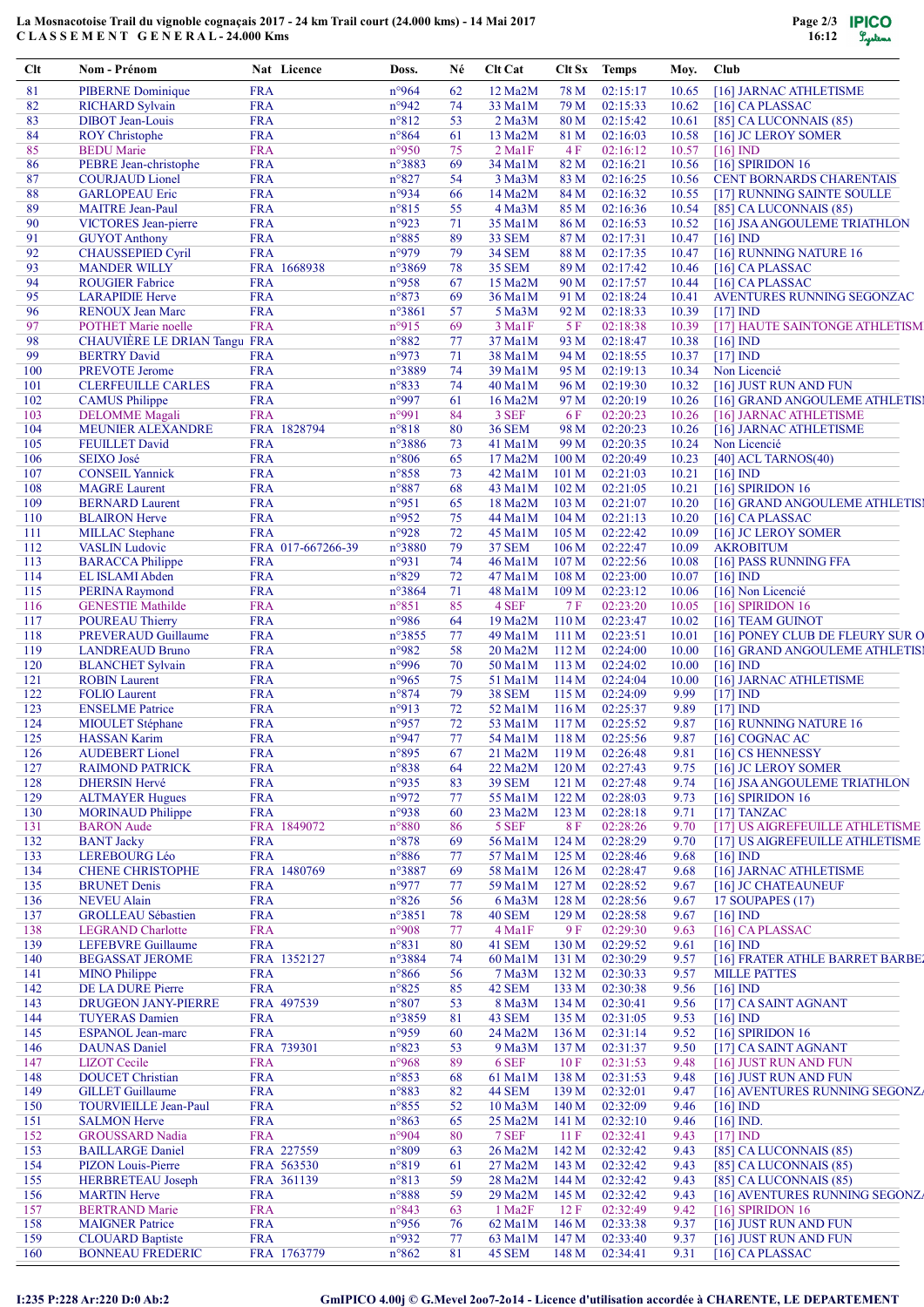# La Mosnacotoise Trail du vignoble cognaçais 2017 - 24 km Trail court (24.000 kms) - 14 Mai 2017

## C L A S S E M E N T G E N E R A L - 24.000 Kms

| Clt | Nom - Prénom | Nat | Licence | Doss. | Né | Clt Cat | Clt Sx | Temps | Moy. | Club |
|---|---|---|---|---|---|---|---|---|---|---|
| 81 | PIBERNE Dominique | FRA | | n°964 | 62 | 12 Ma2M | 78 M | 02:15:17 | 10.65 | [16] JARNAC ATHLETISME |
| 82 | RICHARD Sylvain | FRA | | n°942 | 74 | 33 Ma1M | 79 M | 02:15:33 | 10.62 | [16] CA PLASSAC |
| 83 | DIBOT Jean-Louis | FRA | | n°812 | 53 | 2 Ma3M | 80 M | 02:15:42 | 10.61 | [85] CA LUCONNAIS (85) |
| 84 | ROY Christophe | FRA | | n°864 | 61 | 13 Ma2M | 81 M | 02:16:03 | 10.58 | [16] JC LEROY SOMER |
| 85 | BEDU Marie | FRA | | n°950 | 75 | 2 Ma1F | 4 F | 02:16:12 | 10.57 | [16] IND |
| 86 | PEBRE Jean-christophe | FRA | | n°3883 | 69 | 34 Ma1M | 82 M | 02:16:21 | 10.56 | [16] SPIRIDON 16 |
| 87 | COURJAUD Lionel | FRA | | n°827 | 54 | 3 Ma3M | 83 M | 02:16:25 | 10.56 | CENT BORNARDS CHARENTAIS |
| 88 | GARLOPEAU Eric | FRA | | n°934 | 66 | 14 Ma2M | 84 M | 02:16:32 | 10.55 | [17] RUNNING SAINTE SOULLE |
| 89 | MAITRE Jean-Paul | FRA | | n°815 | 55 | 4 Ma3M | 85 M | 02:16:36 | 10.54 | [85] CA LUCONNAIS (85) |
| 90 | VICTORES Jean-pierre | FRA | | n°923 | 71 | 35 Ma1M | 86 M | 02:16:53 | 10.52 | [16] JSA ANGOULEME TRIATHLON |
| 91 | GUYOT Anthony | FRA | | n°885 | 89 | 33 SEM | 87 M | 02:17:31 | 10.47 | [16] IND |
| 92 | CHAUSSEPIED Cyril | FRA | | n°979 | 79 | 34 SEM | 88 M | 02:17:35 | 10.47 | [16] RUNNING NATURE 16 |
| 93 | MANDER WILLY | FRA | 1668938 | n°3869 | 78 | 35 SEM | 89 M | 02:17:42 | 10.46 | [16] CA PLASSAC |
| 94 | ROUGIER Fabrice | FRA | | n°958 | 67 | 15 Ma2M | 90 M | 02:17:57 | 10.44 | [16] CA PLASSAC |
| 95 | LARAPIDIE Herve | FRA | | n°873 | 69 | 36 Ma1M | 91 M | 02:18:24 | 10.41 | AVENTURES RUNNING SEGONZAC |
| 96 | RENOUX Jean Marc | FRA | | n°3861 | 57 | 5 Ma3M | 92 M | 02:18:33 | 10.39 | [17] IND |
| 97 | POTHET Marie noelle | FRA | | n°915 | 69 | 3 Ma1F | 5 F | 02:18:38 | 10.39 | [17] HAUTE SAINTONGE ATHLETISM |
| 98 | CHAUVIÈRE LE DRIAN Tangu | FRA | | n°882 | 77 | 37 Ma1M | 93 M | 02:18:47 | 10.38 | [16] IND |
| 99 | BERTRY David | FRA | | n°973 | 71 | 38 Ma1M | 94 M | 02:18:55 | 10.37 | [17] IND |
| 100 | PREVOTE Jerome | FRA | | n°3889 | 74 | 39 Ma1M | 95 M | 02:19:13 | 10.34 | Non Licencié |
| 101 | CLERFEUILLE CARLES | FRA | | n°833 | 74 | 40 Ma1M | 96 M | 02:19:30 | 10.32 | [16] JUST RUN AND FUN |
| 102 | CAMUS Philippe | FRA | | n°997 | 61 | 16 Ma2M | 97 M | 02:20:19 | 10.26 | [16] GRAND ANGOULEME ATHLETIS |
| 103 | DELOMME Magali | FRA | | n°991 | 84 | 3 SEF | 6 F | 02:20:23 | 10.26 | [16] JARNAC ATHLETISME |
| 104 | MEUNIER ALEXANDRE | FRA | 1828794 | n°818 | 80 | 36 SEM | 98 M | 02:20:23 | 10.26 | [16] JARNAC ATHLETISME |
| 105 | FEUILLET David | FRA | | n°3886 | 73 | 41 Ma1M | 99 M | 02:20:35 | 10.24 | Non Licencié |
| 106 | SEIXO José | FRA | | n°806 | 65 | 17 Ma2M | 100 M | 02:20:49 | 10.23 | [40] ACL TARNOS(40) |
| 107 | CONSEIL Yannick | FRA | | n°858 | 73 | 42 Ma1M | 101 M | 02:21:03 | 10.21 | [16] IND |
| 108 | MAGRE Laurent | FRA | | n°887 | 68 | 43 Ma1M | 102 M | 02:21:05 | 10.21 | [16] SPIRIDON 16 |
| 109 | BERNARD Laurent | FRA | | n°951 | 65 | 18 Ma2M | 103 M | 02:21:07 | 10.20 | [16] GRAND ANGOULEME ATHLETIS |
| 110 | BLAIRON Herve | FRA | | n°952 | 75 | 44 Ma1M | 104 M | 02:21:13 | 10.20 | [16] CA PLASSAC |
| 111 | MILLAC Stephane | FRA | | n°928 | 72 | 45 Ma1M | 105 M | 02:22:42 | 10.09 | [16] JC LEROY SOMER |
| 112 | VASLIN Ludovic | FRA | 017-667266-39 | n°3880 | 79 | 37 SEM | 106 M | 02:22:47 | 10.09 | AKROBITUM |
| 113 | BARACCA Philippe | FRA | | n°931 | 74 | 46 Ma1M | 107 M | 02:22:56 | 10.08 | [16] PASS RUNNING FFA |
| 114 | EL ISLAMI Abden | FRA | | n°829 | 72 | 47 Ma1M | 108 M | 02:23:00 | 10.07 | [16] IND |
| 115 | PERINA Raymond | FRA | | n°3864 | 71 | 48 Ma1M | 109 M | 02:23:12 | 10.06 | [16] Non Licencié |
| 116 | GENESTIE Mathilde | FRA | | n°851 | 85 | 4 SEF | 7 F | 02:23:20 | 10.05 | [16] SPIRIDON 16 |
| 117 | POUREAU Thierry | FRA | | n°986 | 64 | 19 Ma2M | 110 M | 02:23:47 | 10.02 | [16] TEAM GUINOT |
| 118 | PREVERAUD Guillaume | FRA | | n°3855 | 77 | 49 Ma1M | 111 M | 02:23:51 | 10.01 | [16] PONEY CLUB DE FLEURY SUR O |
| 119 | LANDREAUD Bruno | FRA | | n°982 | 58 | 20 Ma2M | 112 M | 02:24:00 | 10.00 | [16] GRAND ANGOULEME ATHLETIS |
| 120 | BLANCHET Sylvain | FRA | | n°996 | 70 | 50 Ma1M | 113 M | 02:24:02 | 10.00 | [16] IND |
| 121 | ROBIN Laurent | FRA | | n°965 | 75 | 51 Ma1M | 114 M | 02:24:04 | 10.00 | [16] JARNAC ATHLETISME |
| 122 | FOLIO Laurent | FRA | | n°874 | 79 | 38 SEM | 115 M | 02:24:09 | 9.99 | [17] IND |
| 123 | ENSELME Patrice | FRA | | n°913 | 72 | 52 Ma1M | 116 M | 02:25:37 | 9.89 | [17] IND |
| 124 | MIOULET Stéphane | FRA | | n°957 | 72 | 53 Ma1M | 117 M | 02:25:52 | 9.87 | [16] RUNNING NATURE 16 |
| 125 | HASSAN Karim | FRA | | n°947 | 77 | 54 Ma1M | 118 M | 02:25:56 | 9.87 | [16] COGNAC AC |
| 126 | AUDEBERT Lionel | FRA | | n°895 | 67 | 21 Ma2M | 119 M | 02:26:48 | 9.81 | [16] CS HENNESSY |
| 127 | RAIMOND PATRICK | FRA | | n°838 | 64 | 22 Ma2M | 120 M | 02:27:43 | 9.75 | [16] JC LEROY SOMER |
| 128 | DHERSIN Hervé | FRA | | n°935 | 83 | 39 SEM | 121 M | 02:27:48 | 9.74 | [16] JSA ANGOULEME TRIATHLON |
| 129 | ALTMAYER Hugues | FRA | | n°972 | 77 | 55 Ma1M | 122 M | 02:28:03 | 9.73 | [16] SPIRIDON 16 |
| 130 | MORINAUD Philippe | FRA | | n°938 | 60 | 23 Ma2M | 123 M | 02:28:18 | 9.71 | [17] TANZAC |
| 131 | BARON Aude | FRA | 1849072 | n°880 | 86 | 5 SEF | 8 F | 02:28:26 | 9.70 | [17] US AIGREFEUILLE ATHLETISME |
| 132 | BANT Jacky | FRA | | n°878 | 69 | 56 Ma1M | 124 M | 02:28:29 | 9.70 | [17] US AIGREFEUILLE ATHLETISME |
| 133 | LEREBOURG Léo | FRA | | n°886 | 77 | 57 Ma1M | 125 M | 02:28:46 | 9.68 | [16] IND |
| 134 | CHENE CHRISTOPHE | FRA | 1480769 | n°3887 | 69 | 58 Ma1M | 126 M | 02:28:47 | 9.68 | [16] JARNAC ATHLETISME |
| 135 | BRUNET Denis | FRA | | n°977 | 77 | 59 Ma1M | 127 M | 02:28:52 | 9.67 | [16] JC CHATEAUNEUF |
| 136 | NEVEU Alain | FRA | | n°826 | 56 | 6 Ma3M | 128 M | 02:28:56 | 9.67 | 17 SOUPAPES (17) |
| 137 | GROLLEAU Sébastien | FRA | | n°3851 | 78 | 40 SEM | 129 M | 02:28:58 | 9.67 | [16] IND |
| 138 | LEGRAND Charlotte | FRA | | n°908 | 77 | 4 Ma1F | 9 F | 02:29:30 | 9.63 | [16] CA PLASSAC |
| 139 | LEFEBVRE Guillaume | FRA | | n°831 | 80 | 41 SEM | 130 M | 02:29:52 | 9.61 | [16] IND |
| 140 | BEGASSAT JEROME | FRA | 1352127 | n°3884 | 74 | 60 Ma1M | 131 M | 02:30:29 | 9.57 | [16] FRATER ATHLE BARRET BARBEZ |
| 141 | MINO Philippe | FRA | | n°866 | 56 | 7 Ma3M | 132 M | 02:30:33 | 9.57 | MILLE PATTES |
| 142 | DE LA DURE Pierre | FRA | | n°825 | 85 | 42 SEM | 133 M | 02:30:38 | 9.56 | [16] IND |
| 143 | DRUGEON JANY-PIERRE | FRA | 497539 | n°807 | 53 | 8 Ma3M | 134 M | 02:30:41 | 9.56 | [17] CA SAINT AGNANT |
| 144 | TUYERAS Damien | FRA | | n°3859 | 81 | 43 SEM | 135 M | 02:31:05 | 9.53 | [16] IND |
| 145 | ESPANOL Jean-marc | FRA | | n°959 | 60 | 24 Ma2M | 136 M | 02:31:14 | 9.52 | [16] SPIRIDON 16 |
| 146 | DAUNAS Daniel | FRA | 739301 | n°823 | 53 | 9 Ma3M | 137 M | 02:31:37 | 9.50 | [17] CA SAINT AGNANT |
| 147 | LIZOT Cecile | FRA | | n°968 | 89 | 6 SEF | 10 F | 02:31:53 | 9.48 | [16] JUST RUN AND FUN |
| 148 | DOUCET Christian | FRA | | n°853 | 68 | 61 Ma1M | 138 M | 02:31:53 | 9.48 | [16] JUST RUN AND FUN |
| 149 | GILLET Guillaume | FRA | | n°883 | 82 | 44 SEM | 139 M | 02:32:01 | 9.47 | [16] AVENTURES RUNNING SEGONZA |
| 150 | TOURVIEILLE Jean-Paul | FRA | | n°855 | 52 | 10 Ma3M | 140 M | 02:32:09 | 9.46 | [16] IND |
| 151 | SALMON Herve | FRA | | n°863 | 65 | 25 Ma2M | 141 M | 02:32:10 | 9.46 | [16] IND. |
| 152 | GROUSSARD Nadia | FRA | | n°904 | 80 | 7 SEF | 11 F | 02:32:41 | 9.43 | [17] IND |
| 153 | BAILLARGE Daniel | FRA | 227559 | n°809 | 63 | 26 Ma2M | 142 M | 02:32:42 | 9.43 | [85] CA LUCONNAIS (85) |
| 154 | PIZON Louis-Pierre | FRA | 563530 | n°819 | 61 | 27 Ma2M | 143 M | 02:32:42 | 9.43 | [85] CA LUCONNAIS (85) |
| 155 | HERBRETEAU Joseph | FRA | 361139 | n°813 | 59 | 28 Ma2M | 144 M | 02:32:42 | 9.43 | [85] CA LUCONNAIS (85) |
| 156 | MARTIN Herve | FRA | | n°888 | 59 | 29 Ma2M | 145 M | 02:32:42 | 9.43 | [16] AVENTURES RUNNING SEGONZA |
| 157 | BERTRAND Marie | FRA | | n°843 | 63 | 1 Ma2F | 12 F | 02:32:49 | 9.42 | [16] SPIRIDON 16 |
| 158 | MAIGNER Patrice | FRA | | n°956 | 76 | 62 Ma1M | 146 M | 02:33:38 | 9.37 | [16] JUST RUN AND FUN |
| 159 | CLOUARD Baptiste | FRA | | n°932 | 77 | 63 Ma1M | 147 M | 02:33:40 | 9.37 | [16] JUST RUN AND FUN |
| 160 | BONNEAU FREDERIC | FRA | 1763779 | n°862 | 81 | 45 SEM | 148 M | 02:34:41 | 9.31 | [16] CA PLASSAC |

I:235 P:228 Ar:220 D:0 Ab:2

GmIPICO 4.00j © G.Mevel 2oo7-2o14 - Licence d'utilisation accordée à CHARENTE, LE DEPARTEMENT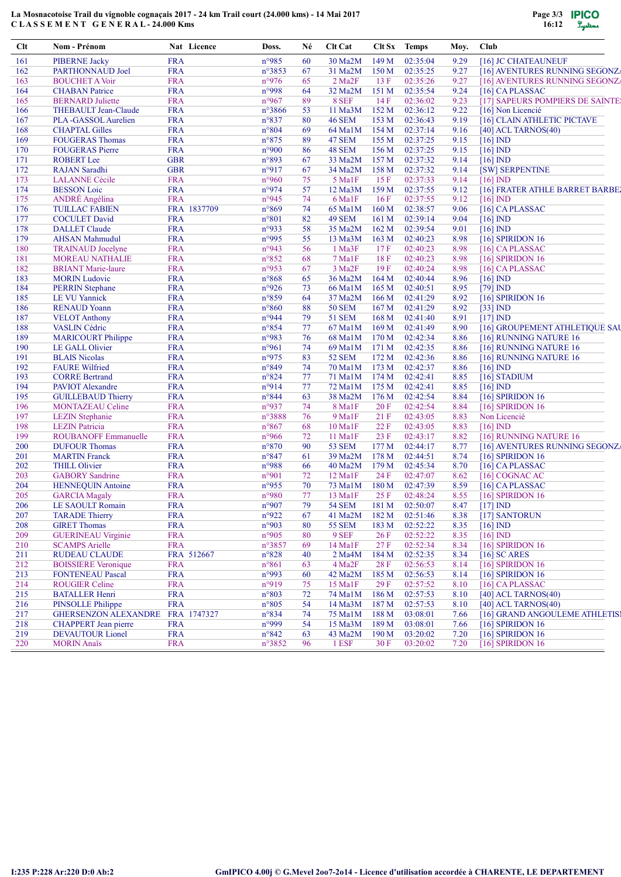**La Mosnacotoise Trail du vignoble cognaçais 2017 - 24 km Trail court (24.000 kms) - 14 Mai 2017**
**CLASSEMENT GENERAL - 24.000 Kms**

| Clt | Nom - Prénom | Nat | Licence | Doss. | Né | Clt Cat | Clt Sx | Temps | Moy. | Club |
|---|---|---|---|---|---|---|---|---|---|---|
| 161 | PIBERNE Jacky | FRA | | n°985 | 60 | 30 Ma2M | 149 M | 02:35:04 | 9.29 | [16] JC CHATEAUNEUF |
| 162 | PARTHONNAUD Joel | FRA | | n°3853 | 67 | 31 Ma2M | 150 M | 02:35:25 | 9.27 | [16] AVENTURES RUNNING SEGONZA |
| 163 | BOUCHET A Voir | FRA | | n°976 | 65 | 2 Ma2F | 13 F | 02:35:26 | 9.27 | [16] AVENTURES RUNNING SEGONZA |
| 164 | CHABAN Patrice | FRA | | n°998 | 64 | 32 Ma2M | 151 M | 02:35:54 | 9.24 | [16] CA PLASSAC |
| 165 | BERNARD Juliette | FRA | | n°967 | 89 | 8 SEF | 14 F | 02:36:02 | 9.23 | [17] SAPEURS POMPIERS DE SAINTE |
| 166 | THEBAULT Jean-Claude | FRA | | n°3866 | 53 | 11 Ma3M | 152 M | 02:36:12 | 9.22 | [16] Non Licencié |
| 167 | PLA -GASSOL Aurelien | FRA | | n°837 | 80 | 46 SEM | 153 M | 02:36:43 | 9.19 | [16] CLAIN ATHLETIC PICTAVE |
| 168 | CHAPTAL Gilles | FRA | | n°804 | 69 | 64 Ma1M | 154 M | 02:37:14 | 9.16 | [40] ACL TARNOS(40) |
| 169 | FOUGERAS Thomas | FRA | | n°875 | 89 | 47 SEM | 155 M | 02:37:25 | 9.15 | [16] IND |
| 170 | FOUGERAS Pierre | FRA | | n°900 | 86 | 48 SEM | 156 M | 02:37:25 | 9.15 | [16] IND |
| 171 | ROBERT Lee | GBR | | n°893 | 67 | 33 Ma2M | 157 M | 02:37:32 | 9.14 | [16] IND |
| 172 | RAJAN Saradhi | GBR | | n°917 | 67 | 34 Ma2M | 158 M | 02:37:32 | 9.14 | [SW] SERPENTINE |
| 173 | LALANNE Cécile | FRA | | n°960 | 75 | 5 Ma1F | 15 F | 02:37:33 | 9.14 | [16] IND |
| 174 | BESSON Loic | FRA | | n°974 | 57 | 12 Ma3M | 159 M | 02:37:55 | 9.12 | [16] FRATER ATHLE BARRET BARBE |
| 175 | ANDRÉ Angélina | FRA | | n°945 | 74 | 6 Ma1F | 16 F | 02:37:55 | 9.12 | [16] IND |
| 176 | TUILLAC FABIEN | FRA | 1837709 | n°869 | 74 | 65 Ma1M | 160 M | 02:38:57 | 9.06 | [16] CA PLASSAC |
| 177 | COCULET David | FRA | | n°801 | 82 | 49 SEM | 161 M | 02:39:14 | 9.04 | [16] IND |
| 178 | DALLET Claude | FRA | | n°933 | 58 | 35 Ma2M | 162 M | 02:39:54 | 9.01 | [16] IND |
| 179 | AHSAN Mahmudul | FRA | | n°995 | 55 | 13 Ma3M | 163 M | 02:40:23 | 8.98 | [16] SPIRIDON 16 |
| 180 | TRAINAUD Jocelyne | FRA | | n°943 | 56 | 1 Ma3F | 17 F | 02:40:23 | 8.98 | [16] CA PLASSAC |
| 181 | MOREAU NATHALIE | FRA | | n°852 | 68 | 7 Ma1F | 18 F | 02:40:23 | 8.98 | [16] SPIRIDON 16 |
| 182 | BRIANT Marie-laure | FRA | | n°953 | 67 | 3 Ma2F | 19 F | 02:40:24 | 8.98 | [16] CA PLASSAC |
| 183 | MORIN Ludovic | FRA | | n°868 | 65 | 36 Ma2M | 164 M | 02:40:44 | 8.96 | [16] IND |
| 184 | PERRIN Stephane | FRA | | n°926 | 73 | 66 Ma1M | 165 M | 02:40:51 | 8.95 | [79] IND |
| 185 | LE VU Yannick | FRA | | n°859 | 64 | 37 Ma2M | 166 M | 02:41:29 | 8.92 | [16] SPIRIDON 16 |
| 186 | RENAUD Yoann | FRA | | n°860 | 88 | 50 SEM | 167 M | 02:41:29 | 8.92 | [33] IND |
| 187 | VELOT Anthony | FRA | | n°944 | 79 | 51 SEM | 168 M | 02:41:40 | 8.91 | [17] IND |
| 188 | VASLIN Cédric | FRA | | n°854 | 77 | 67 Ma1M | 169 M | 02:41:49 | 8.90 | [16] GROUPEMENT ATHLETIQUE SAU |
| 189 | MARICOURT Philippe | FRA | | n°983 | 76 | 68 Ma1M | 170 M | 02:42:34 | 8.86 | [16] RUNNING NATURE 16 |
| 190 | LE GALL Olivier | FRA | | n°961 | 74 | 69 Ma1M | 171 M | 02:42:35 | 8.86 | [16] RUNNING NATURE 16 |
| 191 | BLAIS Nicolas | FRA | | n°975 | 83 | 52 SEM | 172 M | 02:42:36 | 8.86 | [16] RUNNING NATURE 16 |
| 192 | FAURE Wilfried | FRA | | n°849 | 74 | 70 Ma1M | 173 M | 02:42:37 | 8.86 | [16] IND |
| 193 | CORRE Bertrand | FRA | | n°824 | 77 | 71 Ma1M | 174 M | 02:42:41 | 8.85 | [16] STADIUM |
| 194 | PAVIOT Alexandre | FRA | | n°914 | 77 | 72 Ma1M | 175 M | 02:42:41 | 8.85 | [16] IND |
| 195 | GUILLEBAUD Thierry | FRA | | n°844 | 63 | 38 Ma2M | 176 M | 02:42:54 | 8.84 | [16] SPIRIDON 16 |
| 196 | MONTAZEAU Celine | FRA | | n°937 | 74 | 8 Ma1F | 20 F | 02:42:54 | 8.84 | [16] SPIRIDON 16 |
| 197 | LEZIN Stephanie | FRA | | n°3888 | 76 | 9 Ma1F | 21 F | 02:43:05 | 8.83 | Non Licencié |
| 198 | LEZIN Patricia | FRA | | n°867 | 68 | 10 Ma1F | 22 F | 02:43:05 | 8.83 | [16] IND |
| 199 | ROUBANOFF Emmanuelle | FRA | | n°966 | 72 | 11 Ma1F | 23 F | 02:43:17 | 8.82 | [16] RUNNING NATURE 16 |
| 200 | DUFOUR Thomas | FRA | | n°870 | 90 | 53 SEM | 177 M | 02:44:17 | 8.77 | [16] AVENTURES RUNNING SEGONZA |
| 201 | MARTIN Franck | FRA | | n°847 | 61 | 39 Ma2M | 178 M | 02:44:51 | 8.74 | [16] SPIRIDON 16 |
| 202 | THILL Olivier | FRA | | n°988 | 66 | 40 Ma2M | 179 M | 02:45:34 | 8.70 | [16] CA PLASSAC |
| 203 | GABORY Sandrine | FRA | | n°901 | 72 | 12 Ma1F | 24 F | 02:47:07 | 8.62 | [16] COGNAC AC |
| 204 | HENNEQUIN Antoine | FRA | | n°955 | 70 | 73 Ma1M | 180 M | 02:47:39 | 8.59 | [16] CA PLASSAC |
| 205 | GARCIA Magaly | FRA | | n°980 | 77 | 13 Ma1F | 25 F | 02:48:24 | 8.55 | [16] SPIRIDON 16 |
| 206 | LE SAOULT Romain | FRA | | n°907 | 79 | 54 SEM | 181 M | 02:50:07 | 8.47 | [17] IND |
| 207 | TARADE Thierry | FRA | | n°922 | 67 | 41 Ma2M | 182 M | 02:51:46 | 8.38 | [17] SANTORUN |
| 208 | GIRET Thomas | FRA | | n°903 | 80 | 55 SEM | 183 M | 02:52:22 | 8.35 | [16] IND |
| 209 | GUERINEAU Virginie | FRA | | n°905 | 80 | 9 SEF | 26 F | 02:52:22 | 8.35 | [16] IND |
| 210 | SCAMPS Arielle | FRA | | n°3857 | 69 | 14 Ma1F | 27 F | 02:52:34 | 8.34 | [16] SPIRIDON 16 |
| 211 | RUDEAU CLAUDE | FRA | 512667 | n°828 | 40 | 2 Ma4M | 184 M | 02:52:35 | 8.34 | [16] SC ARES |
| 212 | BOISSIERE Veronique | FRA | | n°861 | 63 | 4 Ma2F | 28 F | 02:56:53 | 8.14 | [16] SPIRIDON 16 |
| 213 | FONTENEAU Pascal | FRA | | n°993 | 60 | 42 Ma2M | 185 M | 02:56:53 | 8.14 | [16] SPIRIDON 16 |
| 214 | ROUGIER Celine | FRA | | n°919 | 75 | 15 Ma1F | 29 F | 02:57:52 | 8.10 | [16] CA PLASSAC |
| 215 | BATALLER Henri | FRA | | n°803 | 72 | 74 Ma1M | 186 M | 02:57:53 | 8.10 | [40] ACL TARNOS(40) |
| 216 | PINSOLLE Philippe | FRA | | n°805 | 54 | 14 Ma3M | 187 M | 02:57:53 | 8.10 | [40] ACL TARNOS(40) |
| 217 | GHERSENZON ALEXANDRE | FRA | 1747327 | n°834 | 74 | 75 Ma1M | 188 M | 03:08:01 | 7.66 | [16] GRAND ANGOULEME ATHLETISI |
| 218 | CHAPPERT Jean pierre | FRA | | n°999 | 54 | 15 Ma3M | 189 M | 03:08:01 | 7.66 | [16] SPIRIDON 16 |
| 219 | DEVAUTOUR Lionel | FRA | | n°842 | 63 | 43 Ma2M | 190 M | 03:20:02 | 7.20 | [16] SPIRIDON 16 |
| 220 | MORIN Anaïs | FRA | | n°3852 | 96 | 1 ESF | 30 F | 03:20:02 | 7.20 | [16] SPIRIDON 16 |

I:235 P:228 Ar:220 D:0 Ab:2